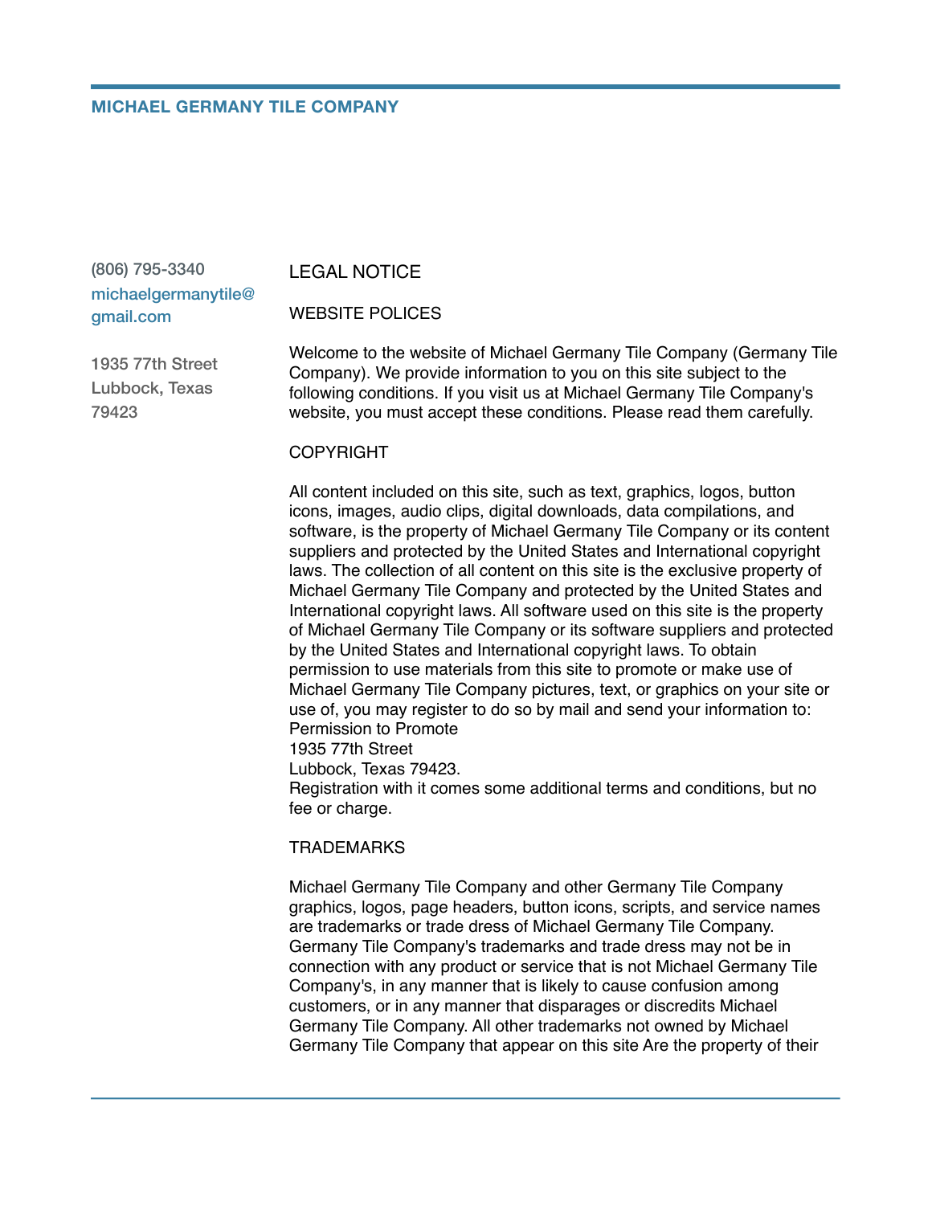**MICHAEL GERMANY TILE COMPANY**

(806) 795-3340
michaelgermanytile@gmail.com

1935 77th Street
Lubbock, Texas
79423

# LEGAL NOTICE

## WEBSITE POLICES

Welcome to the website of Michael Germany Tile Company (Germany Tile Company). We provide information to you on this site subject to the following conditions. If you visit us at Michael Germany Tile Company's website, you must accept these conditions. Please read them carefully.

## COPYRIGHT

All content included on this site, such as text, graphics, logos, button icons, images, audio clips, digital downloads, data compilations, and software, is the property of Michael Germany Tile Company or its content suppliers and protected by the United States and International copyright laws. The collection of all content on this site is the exclusive property of Michael Germany Tile Company and protected by the United States and International copyright laws. All software used on this site is the property of Michael Germany Tile Company or its software suppliers and protected by the United States and International copyright laws. To obtain permission to use materials from this site to promote or make use of Michael Germany Tile Company pictures, text, or graphics on your site or use of, you may register to do so by mail and send your information to:
Permission to Promote
1935 77th Street
Lubbock, Texas 79423.
Registration with it comes some additional terms and conditions, but no fee or charge.

## TRADEMARKS

Michael Germany Tile Company and other Germany Tile Company graphics, logos, page headers, button icons, scripts, and service names are trademarks or trade dress of Michael Germany Tile Company. Germany Tile Company's trademarks and trade dress may not be in connection with any product or service that is not Michael Germany Tile Company's, in any manner that is likely to cause confusion among customers, or in any manner that disparages or discredits Michael Germany Tile Company. All other trademarks not owned by Michael Germany Tile Company that appear on this site Are the property of their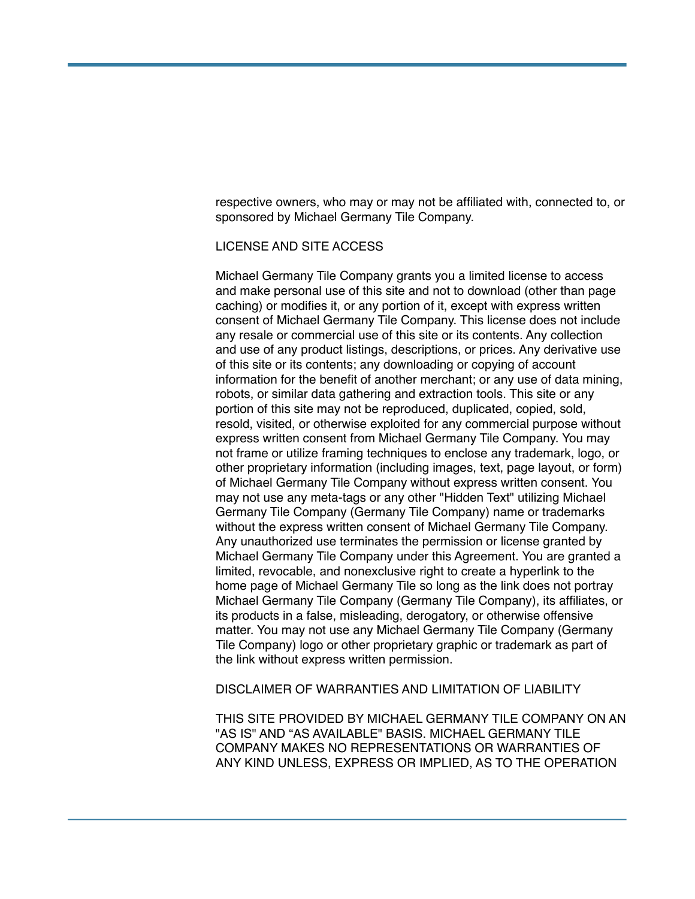respective owners, who may or may not be affiliated with, connected to, or sponsored by Michael Germany Tile Company.

## LICENSE AND SITE ACCESS

Michael Germany Tile Company grants you a limited license to access and make personal use of this site and not to download (other than page caching) or modifies it, or any portion of it, except with express written consent of Michael Germany Tile Company. This license does not include any resale or commercial use of this site or its contents. Any collection and use of any product listings, descriptions, or prices. Any derivative use of this site or its contents; any downloading or copying of account information for the benefit of another merchant; or any use of data mining, robots, or similar data gathering and extraction tools. This site or any portion of this site may not be reproduced, duplicated, copied, sold, resold, visited, or otherwise exploited for any commercial purpose without express written consent from Michael Germany Tile Company. You may not frame or utilize framing techniques to enclose any trademark, logo, or other proprietary information (including images, text, page layout, or form) of Michael Germany Tile Company without express written consent. You may not use any meta-tags or any other "Hidden Text" utilizing Michael Germany Tile Company (Germany Tile Company) name or trademarks without the express written consent of Michael Germany Tile Company. Any unauthorized use terminates the permission or license granted by Michael Germany Tile Company under this Agreement. You are granted a limited, revocable, and nonexclusive right to create a hyperlink to the home page of Michael Germany Tile so long as the link does not portray Michael Germany Tile Company (Germany Tile Company), its affiliates, or its products in a false, misleading, derogatory, or otherwise offensive matter. You may not use any Michael Germany Tile Company (Germany Tile Company) logo or other proprietary graphic or trademark as part of the link without express written permission.

## DISCLAIMER OF WARRANTIES AND LIMITATION OF LIABILITY

THIS SITE PROVIDED BY MICHAEL GERMANY TILE COMPANY ON AN "AS IS" AND “AS AVAILABLE" BASIS. MICHAEL GERMANY TILE COMPANY MAKES NO REPRESENTATIONS OR WARRANTIES OF ANY KIND UNLESS, EXPRESS OR IMPLIED, AS TO THE OPERATION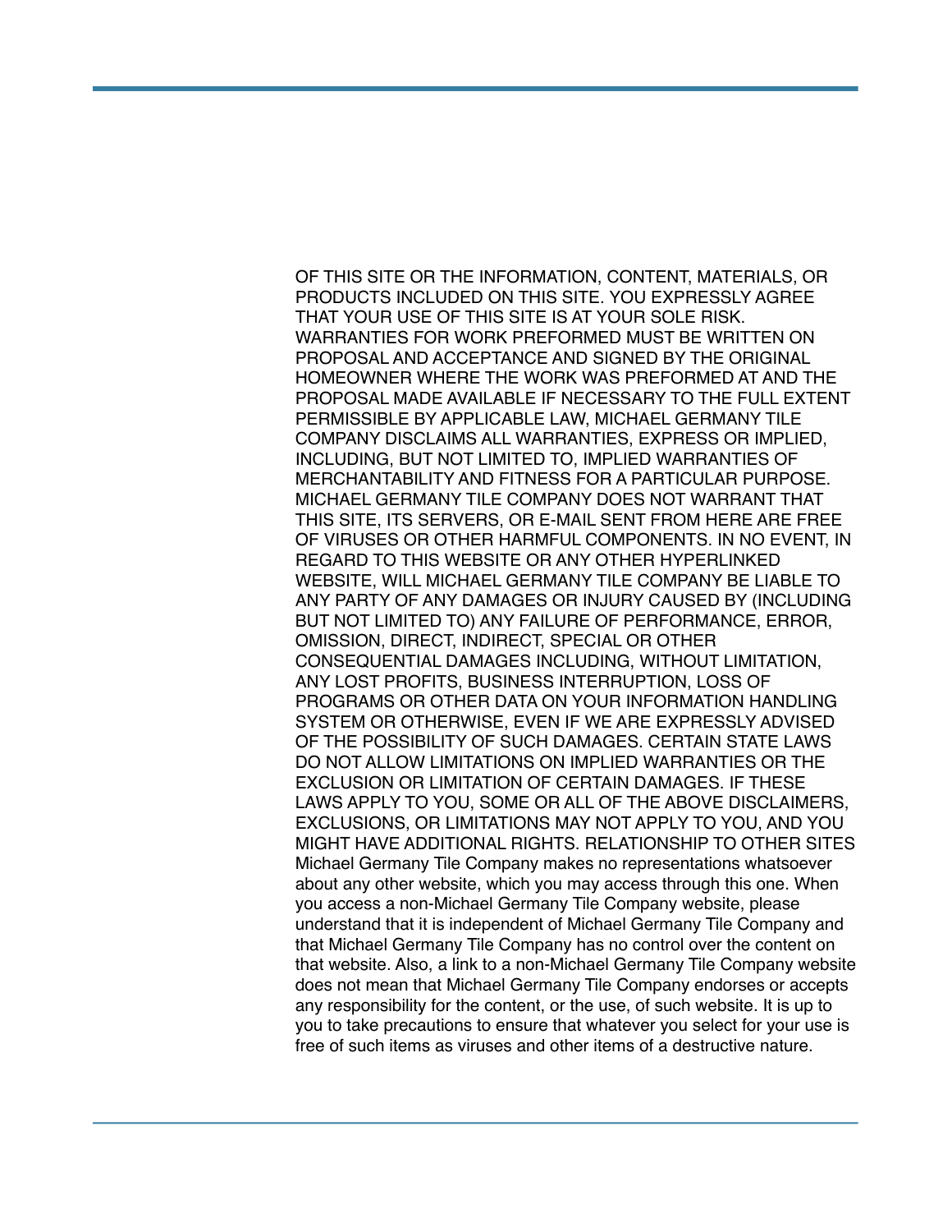OF THIS SITE OR THE INFORMATION, CONTENT, MATERIALS, OR PRODUCTS INCLUDED ON THIS SITE. YOU EXPRESSLY AGREE THAT YOUR USE OF THIS SITE IS AT YOUR SOLE RISK. WARRANTIES FOR WORK PREFORMED MUST BE WRITTEN ON PROPOSAL AND ACCEPTANCE AND SIGNED BY THE ORIGINAL HOMEOWNER WHERE THE WORK WAS PREFORMED AT AND THE PROPOSAL MADE AVAILABLE IF NECESSARY TO THE FULL EXTENT PERMISSIBLE BY APPLICABLE LAW, MICHAEL GERMANY TILE COMPANY DISCLAIMS ALL WARRANTIES, EXPRESS OR IMPLIED, INCLUDING, BUT NOT LIMITED TO, IMPLIED WARRANTIES OF MERCHANTABILITY AND FITNESS FOR A PARTICULAR PURPOSE. MICHAEL GERMANY TILE COMPANY DOES NOT WARRANT THAT THIS SITE, ITS SERVERS, OR E-MAIL SENT FROM HERE ARE FREE OF VIRUSES OR OTHER HARMFUL COMPONENTS. IN NO EVENT, IN REGARD TO THIS WEBSITE OR ANY OTHER HYPERLINKED WEBSITE, WILL MICHAEL GERMANY TILE COMPANY BE LIABLE TO ANY PARTY OF ANY DAMAGES OR INJURY CAUSED BY (INCLUDING BUT NOT LIMITED TO) ANY FAILURE OF PERFORMANCE, ERROR, OMISSION, DIRECT, INDIRECT, SPECIAL OR OTHER CONSEQUENTIAL DAMAGES INCLUDING, WITHOUT LIMITATION, ANY LOST PROFITS, BUSINESS INTERRUPTION, LOSS OF PROGRAMS OR OTHER DATA ON YOUR INFORMATION HANDLING SYSTEM OR OTHERWISE, EVEN IF WE ARE EXPRESSLY ADVISED OF THE POSSIBILITY OF SUCH DAMAGES. CERTAIN STATE LAWS DO NOT ALLOW LIMITATIONS ON IMPLIED WARRANTIES OR THE EXCLUSION OR LIMITATION OF CERTAIN DAMAGES. IF THESE LAWS APPLY TO YOU, SOME OR ALL OF THE ABOVE DISCLAIMERS, EXCLUSIONS, OR LIMITATIONS MAY NOT APPLY TO YOU, AND YOU MIGHT HAVE ADDITIONAL RIGHTS. RELATIONSHIP TO OTHER SITES Michael Germany Tile Company makes no representations whatsoever about any other website, which you may access through this one. When you access a non-Michael Germany Tile Company website, please understand that it is independent of Michael Germany Tile Company and that Michael Germany Tile Company has no control over the content on that website. Also, a link to a non-Michael Germany Tile Company website does not mean that Michael Germany Tile Company endorses or accepts any responsibility for the content, or the use, of such website. It is up to you to take precautions to ensure that whatever you select for your use is free of such items as viruses and other items of a destructive nature.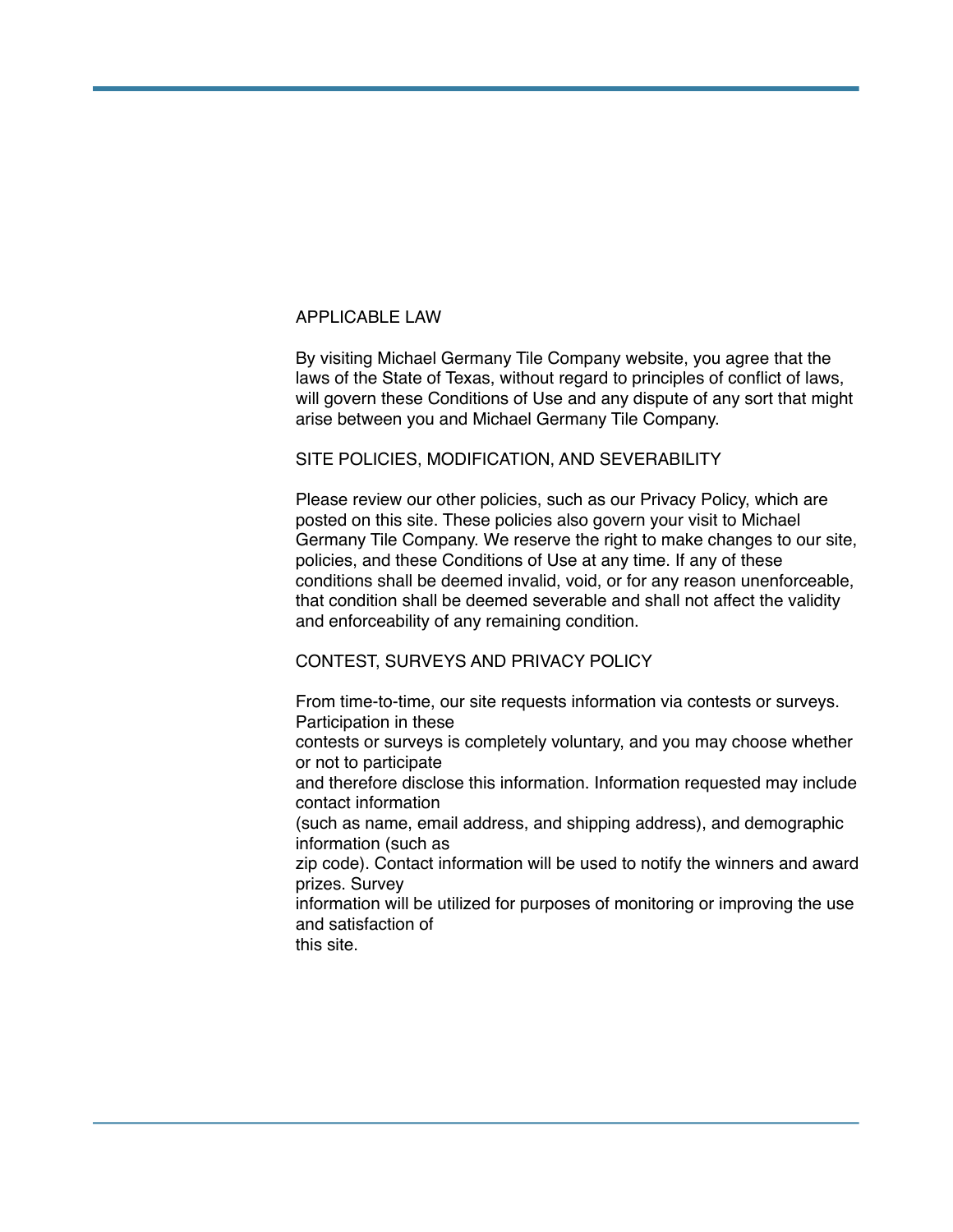## APPLICABLE LAW

By visiting Michael Germany Tile Company website, you agree that the laws of the State of Texas, without regard to principles of conflict of laws, will govern these Conditions of Use and any dispute of any sort that might arise between you and Michael Germany Tile Company.

## SITE POLICIES, MODIFICATION, AND SEVERABILITY

Please review our other policies, such as our Privacy Policy, which are posted on this site. These policies also govern your visit to Michael Germany Tile Company. We reserve the right to make changes to our site, policies, and these Conditions of Use at any time. If any of these conditions shall be deemed invalid, void, or for any reason unenforceable, that condition shall be deemed severable and shall not affect the validity and enforceability of any remaining condition.

## CONTEST, SURVEYS AND PRIVACY POLICY

From time-to-time, our site requests information via contests or surveys. Participation in these contests or surveys is completely voluntary, and you may choose whether or not to participate and therefore disclose this information. Information requested may include contact information (such as name, email address, and shipping address), and demographic information (such as zip code). Contact information will be used to notify the winners and award prizes. Survey information will be utilized for purposes of monitoring or improving the use and satisfaction of this site.